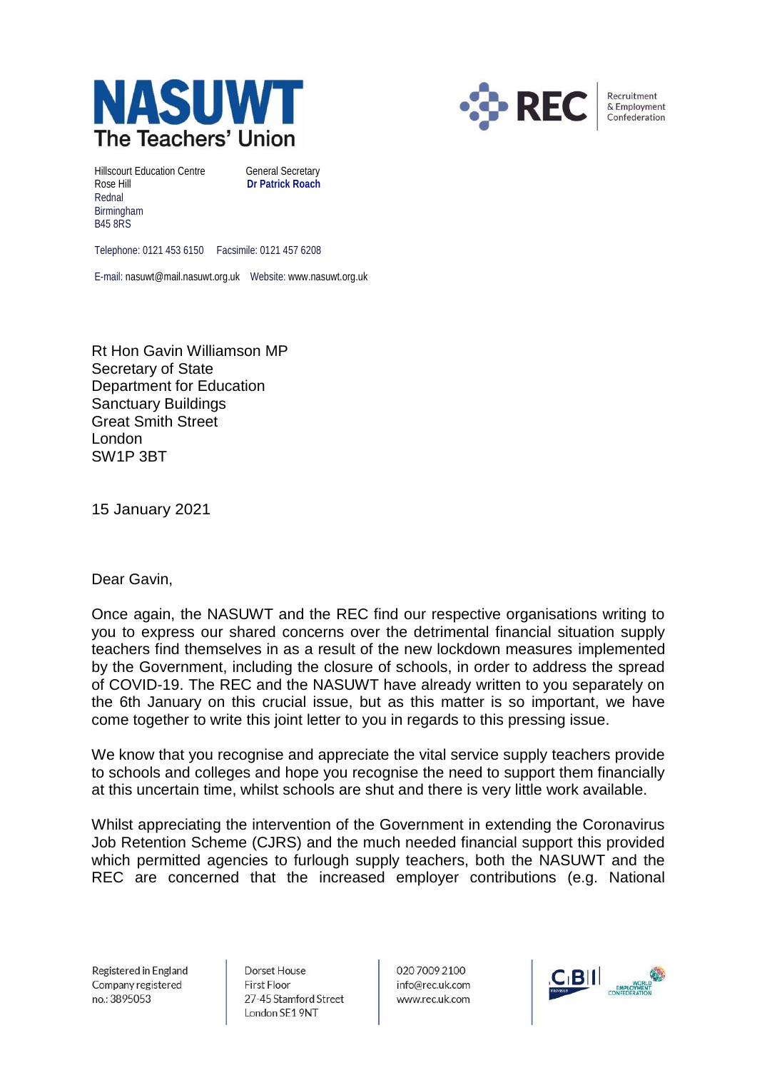**NASUWT**
**The Teachers' Union**

**REC** Recruitment & Employment Confederation

Hillscourt Education Centre
Rose Hill
Rednal
Birmingham
B45 8RS

General Secretary
**Dr Patrick Roach**

Telephone: 0121 453 6150 Facsimile: 0121 457 6208

E-mail: nasuwt@mail.nasuwt.org.uk Website: www.nasuwt.org.uk

Rt Hon Gavin Williamson MP
Secretary of State
Department for Education
Sanctuary Buildings
Great Smith Street
London
SW1P 3BT

15 January 2021

Dear Gavin,

Once again, the NASUWT and the REC find our respective organisations writing to you to express our shared concerns over the detrimental financial situation supply teachers find themselves in as a result of the new lockdown measures implemented by the Government, including the closure of schools, in order to address the spread of COVID-19. The REC and the NASUWT have already written to you separately on the 6th January on this crucial issue, but as this matter is so important, we have come together to write this joint letter to you in regards to this pressing issue.

We know that you recognise and appreciate the vital service supply teachers provide to schools and colleges and hope you recognise the need to support them financially at this uncertain time, whilst schools are shut and there is very little work available.

Whilst appreciating the intervention of the Government in extending the Coronavirus Job Retention Scheme (CJRS) and the much needed financial support this provided which permitted agencies to furlough supply teachers, both the NASUWT and the REC are concerned that the increased employer contributions (e.g. National

Registered in England
Company registered
no.: 3895053

Dorset House
First Floor
27-45 Stamford Street
London SE1 9NT

020 7009 2100
info@rec.uk.com
www.rec.uk.com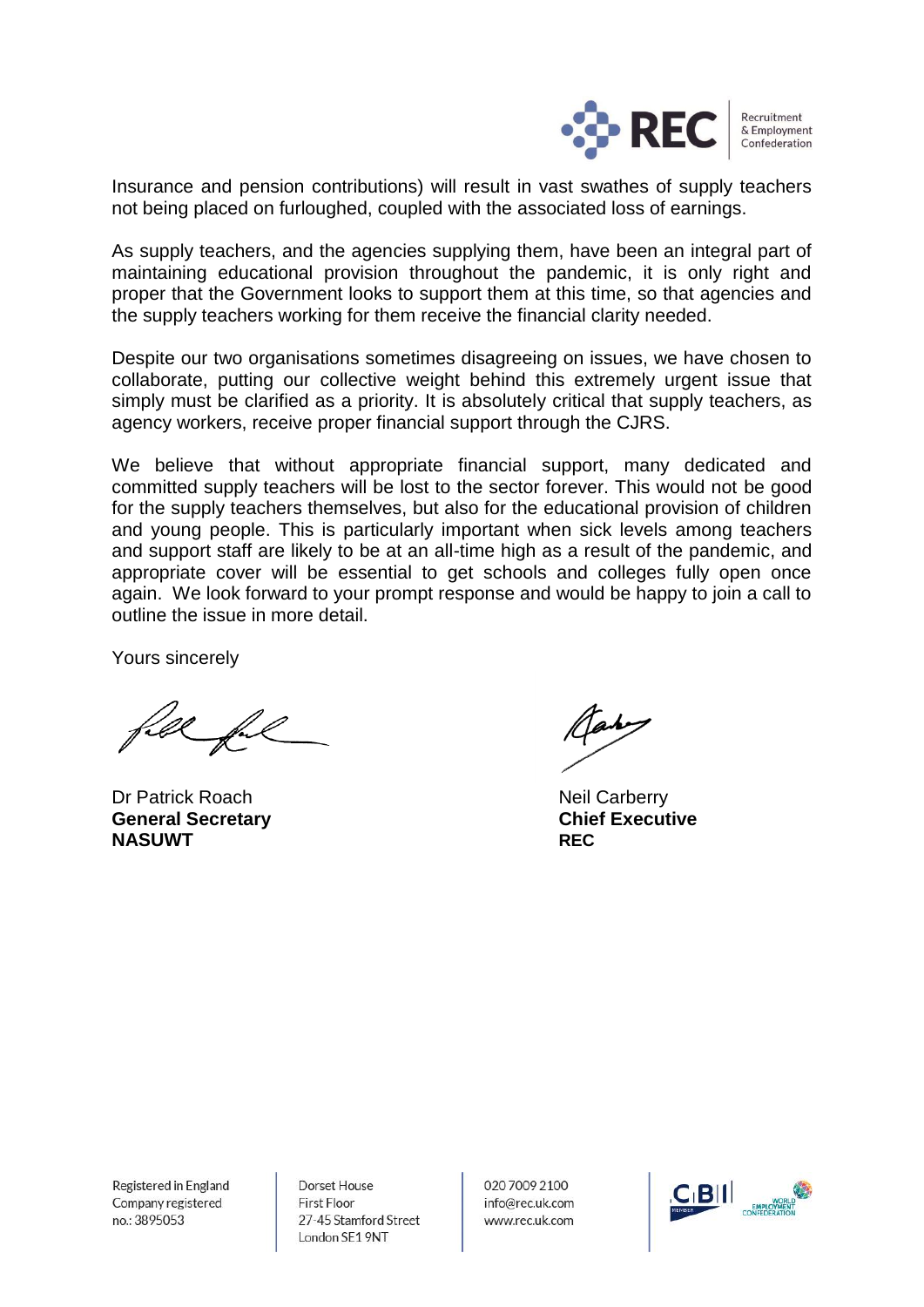Insurance and pension contributions) will result in vast swathes of supply teachers not being placed on furloughed, coupled with the associated loss of earnings.

As supply teachers, and the agencies supplying them, have been an integral part of maintaining educational provision throughout the pandemic, it is only right and proper that the Government looks to support them at this time, so that agencies and the supply teachers working for them receive the financial clarity needed.

Despite our two organisations sometimes disagreeing on issues, we have chosen to collaborate, putting our collective weight behind this extremely urgent issue that simply must be clarified as a priority. It is absolutely critical that supply teachers, as agency workers, receive proper financial support through the CJRS.

We believe that without appropriate financial support, many dedicated and committed supply teachers will be lost to the sector forever. This would not be good for the supply teachers themselves, but also for the educational provision of children and young people. This is particularly important when sick levels among teachers and support staff are likely to be at an all-time high as a result of the pandemic, and appropriate cover will be essential to get schools and colleges fully open once again. We look forward to your prompt response and would be happy to join a call to outline the issue in more detail.

Yours sincerely

Dr Patrick Roach
**General Secretary**
**NASUWT**

Neil Carberry
**Chief Executive**
**REC**